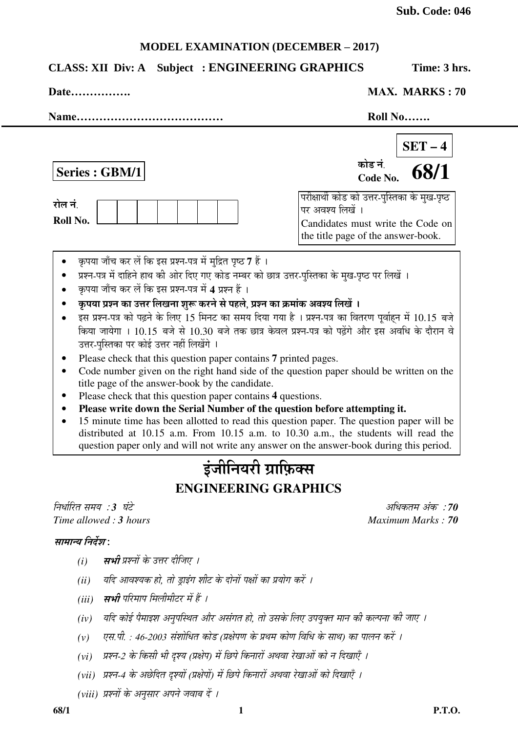**Sub. Code: 046**

**MODEL EXAMINATION (DECEMBER – 2017)**

**CLASS: XII Div: A Subject : ENGINEERING GRAPHICS** **Time: 3 hrs.**

**Date…………….** **MAX. MARKS : 70**

**Name…………………………………** **Roll No…….**

**SET – 4**

**Series : GBM/1**

कोड नं.
Code No. **68/1**

रोल नं.
**Roll No.**

परीक्षार्थी कोड को उत्तर-पुस्तिका के मुख-पृष्ठ पर अवश्य लिखें ।
Candidates must write the Code on the title page of the answer-book.

- कृपया जाँच कर लें कि इस प्रश्न-पत्र में मुद्रित पृष्ठ **7** हैं ।
- प्रश्न-पत्र में दाहिने हाथ की ओर दिए गए कोड नम्बर को छात्र उत्तर-पुस्तिका के मुख-पृष्ठ पर लिखें ।
- कृपया जाँच कर लें कि इस प्रश्न-पत्र में **4** प्रश्न हैं ।
- **कृपया प्रश्न का उत्तर लिखना शुरू करने से पहले, प्रश्न का क्रमांक अवश्य लिखें ।**
- इस प्रश्न-पत्र को पढ़ने के लिए 15 मिनट का समय दिया गया है । प्रश्न-पत्र का वितरण पूर्वाह्न में 10.15 बजे किया जायेगा । 10.15 बजे से 10.30 बजे तक छात्र केवल प्रश्न-पत्र को पढ़ेंगे और इस अवधि के दौरान वे उत्तर-पुस्तिका पर कोई उत्तर नहीं लिखेंगे ।
- Please check that this question paper contains **7** printed pages.
- Code number given on the right hand side of the question paper should be written on the title page of the answer-book by the candidate.
- Please check that this question paper contains **4** questions.
- **Please write down the Serial Number of the question before attempting it.**
- 15 minute time has been allotted to read this question paper. The question paper will be distributed at 10.15 a.m. From 10.15 a.m. to 10.30 a.m., the students will read the question paper only and will not write any answer on the answer-book during this period.

# इंजीनियरी ग्राफ़िक्स

# ENGINEERING GRAPHICS

*निर्धारित समय : **3** घंटे* *अधिकतम अंक : **70***
*Time allowed : **3** hours* *Maximum Marks : **70***

***सामान्य निर्देश* :**

*(i)* ***सभी*** *प्रश्नों के उत्तर दीजिए ।*

*(ii)* *यदि आवश्यक हो, तो ड्राइंग शीट के दोनों पक्षों का प्रयोग करें ।*

*(iii)* ***सभी*** *परिमाप मिलीमीटर में हैं ।*

*(iv)* *यदि कोई पैमाइश अनुपस्थित और असंगत हो, तो उसके लिए उपयुक्त मान की कल्पना की जाए ।*

*(v)* *एस.पी. : 46-2003 संशोधित कोड (प्रक्षेपण के प्रथम कोण विधि के साथ) का पालन करें ।*

*(vi)* *प्रश्न-2 के किसी भी दृश्य (प्रक्षेप) में छिपे किनारों अथवा रेखाओं को न दिखाएँ ।*

*(vii)* *प्रश्न-4 के अछेदित दृश्यों (प्रक्षेपों) में छिपे किनारों अथवा रेखाओं को दिखाएँ ।*

*(viii)* *प्रश्नों के अनुसार अपने जवाब दें ।*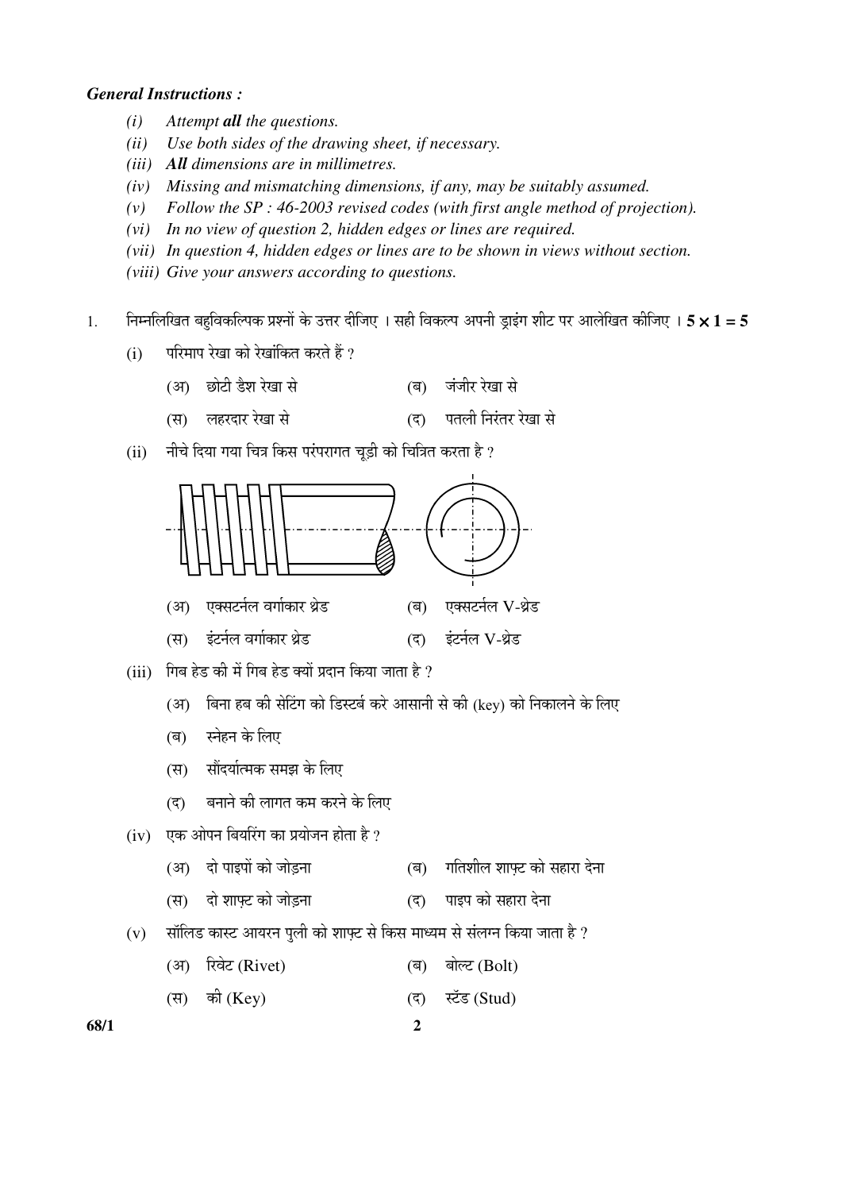***General Instructions :***

- *(i)* *Attempt **all** the questions.*
- *(ii)* *Use both sides of the drawing sheet, if necessary.*
- *(iii)* ***All** dimensions are in millimetres.*
- *(iv)* *Missing and mismatching dimensions, if any, may be suitably assumed.*
- *(v)* *Follow the SP : 46-2003 revised codes (with first angle method of projection).*
- *(vi)* *In no view of question 2, hidden edges or lines are required.*
- *(vii)* *In question 4, hidden edges or lines are to be shown in views without section.*
- *(viii)* *Give your answers according to questions.*

1. निम्नलिखित बहुविकल्पिक प्रश्नों के उत्तर दीजिए । सही विकल्प अपनी ड्राइंग शीट पर आलेखित कीजिए । **5 × 1 = 5**

   (i) परिमाप रेखा को रेखांकित करते हैं ?

   (अ) छोटी डैश रेखा से &emsp; (ब) जंजीर रेखा से

   (स) लहरदार रेखा से &emsp; (द) पतली निरंतर रेखा से

   (ii) नीचे दिया गया चित्र किस परंपरागत चूड़ी को चित्रित करता है ?

   (अ) एक्सटर्नल वर्गाकार थ्रेड &emsp; (ब) एक्सटर्नल V-थ्रेड

   (स) इंटर्नल वर्गाकार थ्रेड &emsp; (द) इंटर्नल V-थ्रेड

   (iii) गिब हेड की में गिब हेड क्यों प्रदान किया जाता है ?

   (अ) बिना हब की सेटिंग को डिस्टर्ब करे आसानी से की (key) को निकालने के लिए

   (ब) स्नेहन के लिए

   (स) सौंदर्यात्मक समझ के लिए

   (द) बनाने की लागत कम करने के लिए

   (iv) एक ओपन बियरिंग का प्रयोजन होता है ?

   (अ) दो पाइपों को जोड़ना &emsp; (ब) गतिशील शाफ़्ट को सहारा देना

   (स) दो शाफ़्ट को जोड़ना &emsp; (द) पाइप को सहारा देना

   (v) सॉलिड कास्ट आयरन पुली को शाफ़्ट से किस माध्यम से संलग्न किया जाता है ?

   (अ) रिवेट (Rivet) &emsp; (ब) बोल्ट (Bolt)

   (स) की (Key) &emsp; (द) स्टॅड (Stud)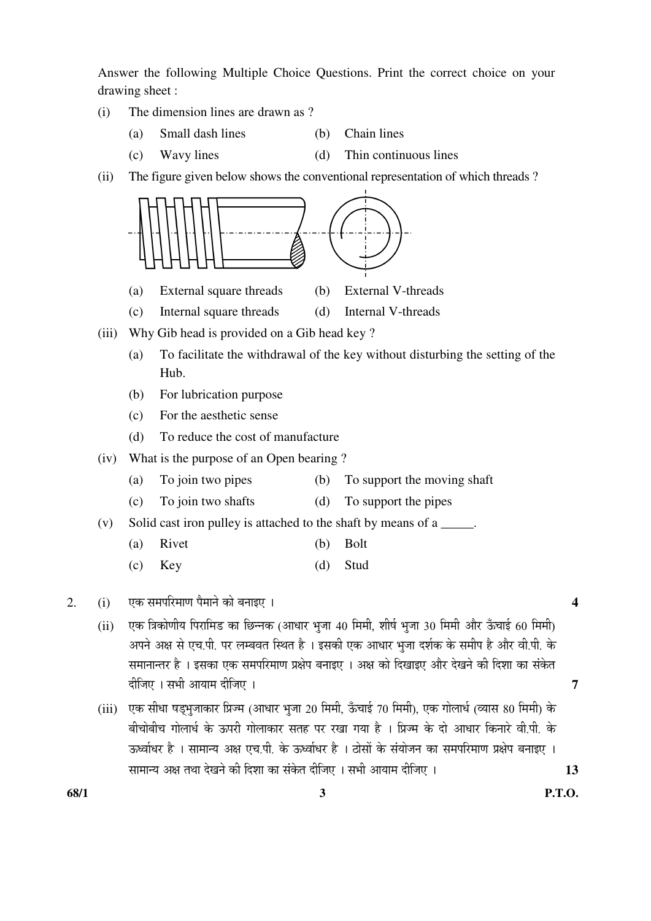Answer the following Multiple Choice Questions. Print the correct choice on your drawing sheet :

(i) The dimension lines are drawn as ?

- (a) Small dash lines
- (b) Chain lines
- (c) Wavy lines
- (d) Thin continuous lines

(ii) The figure given below shows the conventional representation of which threads ?

- (a) External square threads
- (b) External V-threads
- (c) Internal square threads
- (d) Internal V-threads

(iii) Why Gib head is provided on a Gib head key ?

- (a) To facilitate the withdrawal of the key without disturbing the setting of the Hub.
- (b) For lubrication purpose
- (c) For the aesthetic sense
- (d) To reduce the cost of manufacture

(iv) What is the purpose of an Open bearing ?

- (a) To join two pipes
- (b) To support the moving shaft
- (c) To join two shafts
- (d) To support the pipes

(v) Solid cast iron pulley is attached to the shaft by means of a _____.

- (a) Rivet
- (b) Bolt
- (c) Key
- (d) Stud

2. (i) एक समपरिमाण पैमाने को बनाइए । **4**

(ii) एक त्रिकोणीय पिरामिड का छिन्नक (आधार भुजा 40 मिमी, शीर्ष भुजा 30 मिमी और ऊँचाई 60 मिमी) अपने अक्ष से एच.पी. पर लम्बवत स्थित है । इसकी एक आधार भुजा दर्शक के समीप है और वी.पी. के समानान्तर है । इसका एक समपरिमाण प्रक्षेप बनाइए । अक्ष को दिखाइए और देखने की दिशा का संकेत दीजिए । सभी आयाम दीजिए । **7**

(iii) एक सीधा षड्भुजाकार प्रिज्म (आधार भुजा 20 मिमी, ऊँचाई 70 मिमी), एक गोलार्ध (व्यास 80 मिमी) के बीचोबीच गोलार्ध के ऊपरी गोलाकार सतह पर रखा गया है । प्रिज्म के दो आधार किनारे वी.पी. के ऊर्ध्वाधर है । सामान्य अक्ष एच.पी. के ऊर्ध्वाधर है । ठोसों के संयोजन का समपरिमाण प्रक्षेप बनाइए । सामान्य अक्ष तथा देखने की दिशा का संकेत दीजिए । सभी आयाम दीजिए । **13**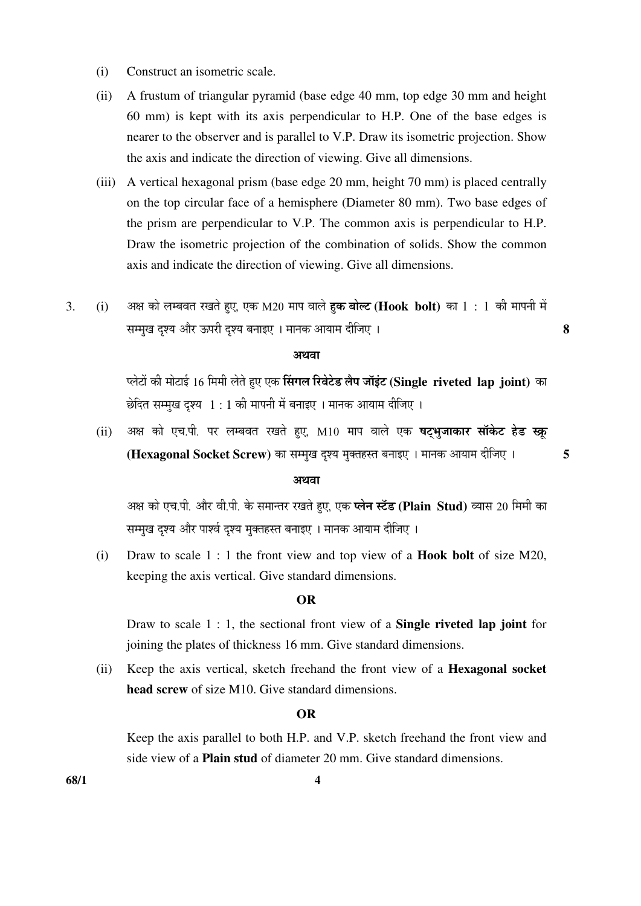(i) Construct an isometric scale.

(ii) A frustum of triangular pyramid (base edge 40 mm, top edge 30 mm and height 60 mm) is kept with its axis perpendicular to H.P. One of the base edges is nearer to the observer and is parallel to V.P. Draw its isometric projection. Show the axis and indicate the direction of viewing. Give all dimensions.

(iii) A vertical hexagonal prism (base edge 20 mm, height 70 mm) is placed centrally on the top circular face of a hemisphere (Diameter 80 mm). Two base edges of the prism are perpendicular to V.P. The common axis is perpendicular to H.P. Draw the isometric projection of the combination of solids. Show the common axis and indicate the direction of viewing. Give all dimensions.

3. (i) अक्ष को लम्बवत रखते हुए, एक M20 माप वाले **हुक बोल्ट (Hook bolt)** का 1 : 1 की मापनी में सम्मुख दृश्य और ऊपरी दृश्य बनाइए । मानक आयाम दीजिए । **8**

**अथवा**

प्लेटों की मोटाई 16 मिमी लेते हुए एक **सिंगल रिवेटेड लैप जॉइंट (Single riveted lap joint)** का छेदित सम्मुख दृश्य 1 : 1 की मापनी में बनाइए । मानक आयाम दीजिए ।

(ii) अक्ष को एच.पी. पर लम्बवत रखते हुए, M10 माप वाले एक **षट्भुजाकार सॉकेट हेड स्क्रू (Hexagonal Socket Screw)** का सम्मुख दृश्य मुक्तहस्त बनाइए । मानक आयाम दीजिए । **5**

**अथवा**

अक्ष को एच.पी. और वी.पी. के समान्तर रखते हुए, एक **प्लेन स्टॅड (Plain Stud)** व्यास 20 मिमी का सम्मुख दृश्य और पार्श्व दृश्य मुक्तहस्त बनाइए । मानक आयाम दीजिए ।

(i) Draw to scale 1 : 1 the front view and top view of a **Hook bolt** of size M20, keeping the axis vertical. Give standard dimensions.

**OR**

Draw to scale 1 : 1, the sectional front view of a **Single riveted lap joint** for joining the plates of thickness 16 mm. Give standard dimensions.

(ii) Keep the axis vertical, sketch freehand the front view of a **Hexagonal socket head screw** of size M10. Give standard dimensions.

**OR**

Keep the axis parallel to both H.P. and V.P. sketch freehand the front view and side view of a **Plain stud** of diameter 20 mm. Give standard dimensions.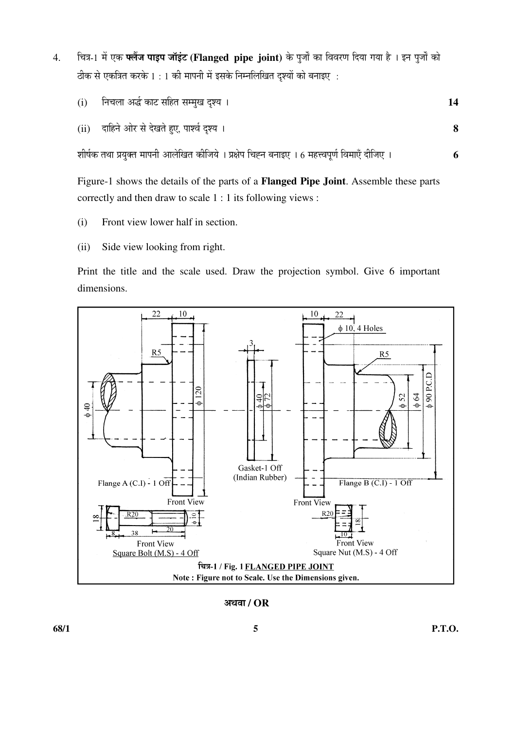4. चित्र-1 में एक **फ्लैंज पाइप जॉइंट (Flanged pipe joint)** के पुर्जों का विवरण दिया गया है । इन पुर्जों को ठीक से एकत्रित करके 1 : 1 की मापनी में इसके निम्नलिखित दृश्यों को बनाइए :

   (i) निचला अर्द्ध काट सहित सम्मुख दृश्य । **14**

   (ii) दाहिने ओर से देखते हुए, पार्श्व दृश्य । **8**

   शीर्षक तथा प्रयुक्त मापनी आलेखित कीजिये । प्रक्षेप चिह्न बनाइए । 6 महत्त्वपूर्ण विमाएँ दीजिए । **6**

   Figure-1 shows the details of the parts of a **Flanged Pipe Joint**. Assemble these parts correctly and then draw to scale 1 : 1 its following views :

   (i) Front view lower half in section.

   (ii) Side view looking from right.

   Print the title and the scale used. Draw the projection symbol. Give 6 important dimensions.

22, 10, R5, φ 120, φ 40, Flange A (C.I) - 1 Off, Front View

3, φ 40, φ 72, Gasket-1 Off (Indian Rubber)

10, 22, φ 10, 4 Holes, R5, φ 52, φ 64, φ 90 P.C.D, Flange B (C.I) - 1 Off, Front View

18, R20, φ 10, 20, 8, 38, Front View, Square Bolt (M.S) - 4 Off

R20, 18, 10, Front View, Square Nut (M.S) - 4 Off

चित्र-1 / Fig. 1 FLANGED PIPE JOINT

Note : Figure not to Scale. Use the Dimensions given.

अथवा / OR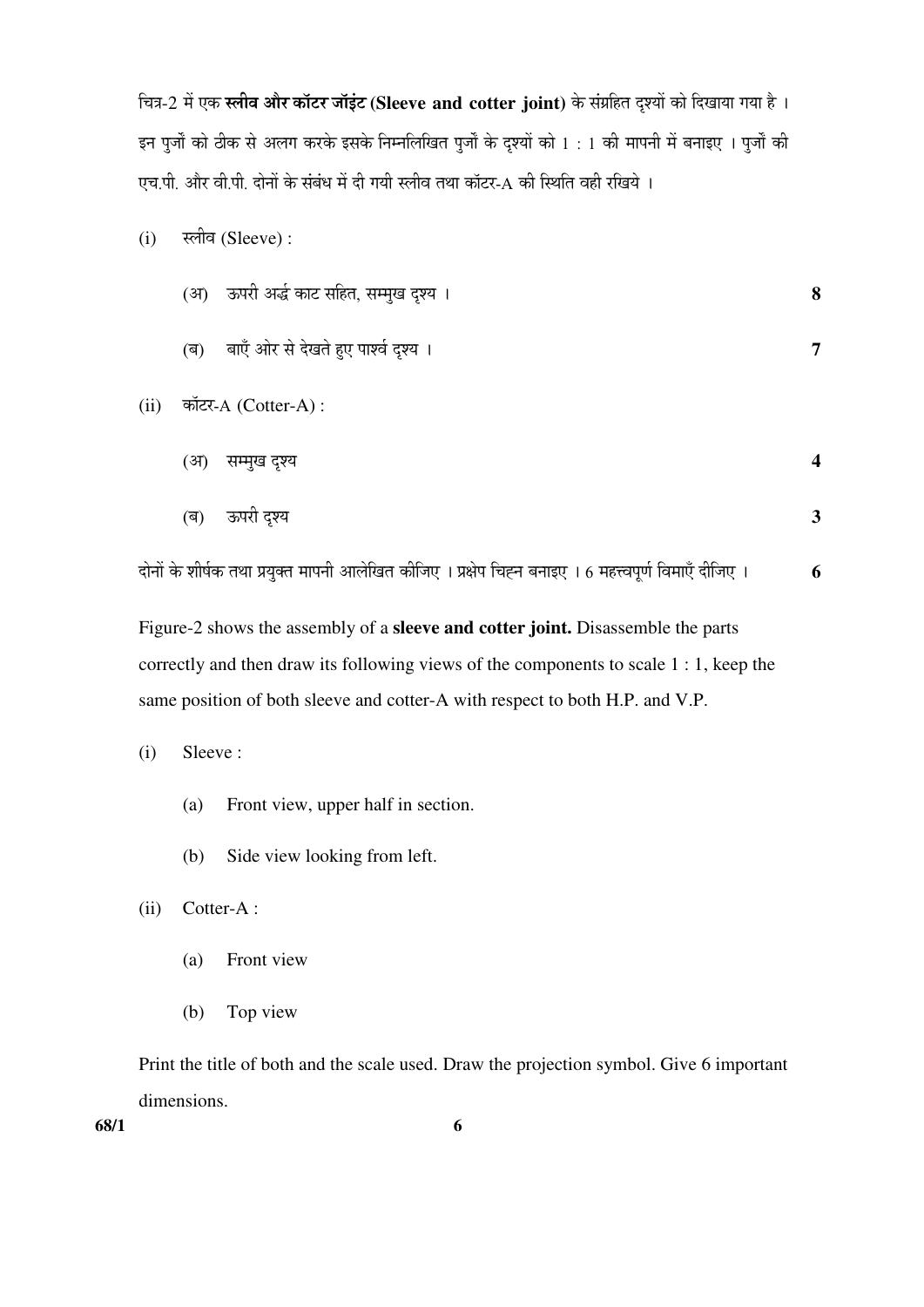चित्र-2 में एक **स्लीव और कॉटर जॉइंट (Sleeve and cotter joint)** के संग्रहित दृश्यों को दिखाया गया है । इन पुर्जों को ठीक से अलग करके इसके निम्नलिखित पुर्जों के दृश्यों को 1 : 1 की मापनी में बनाइए । पुर्जों की एच.पी. और वी.पी. दोनों के संबंध में दी गयी स्लीव तथा कॉटर-A की स्थिति वही रखिये ।

(i) स्लीव (Sleeve) :

(अ) ऊपरी अर्द्ध काट सहित, सम्मुख दृश्य । **8**

(ब) बाएँ ओर से देखते हुए पार्श्व दृश्य । **7**

(ii) कॉटर-A (Cotter-A) :

(अ) सम्मुख दृश्य **4**

(ब) ऊपरी दृश्य **3**

दोनों के शीर्षक तथा प्रयुक्त मापनी आलेखित कीजिए । प्रक्षेप चिह्न बनाइए । 6 महत्त्वपूर्ण विमाएँ दीजिए । **6**

Figure-2 shows the assembly of a **sleeve and cotter joint.** Disassemble the parts correctly and then draw its following views of the components to scale 1 : 1, keep the same position of both sleeve and cotter-A with respect to both H.P. and V.P.

(i) Sleeve :

(a) Front view, upper half in section.

(b) Side view looking from left.

(ii) Cotter-A :

(a) Front view

(b) Top view

Print the title of both and the scale used. Draw the projection symbol. Give 6 important dimensions.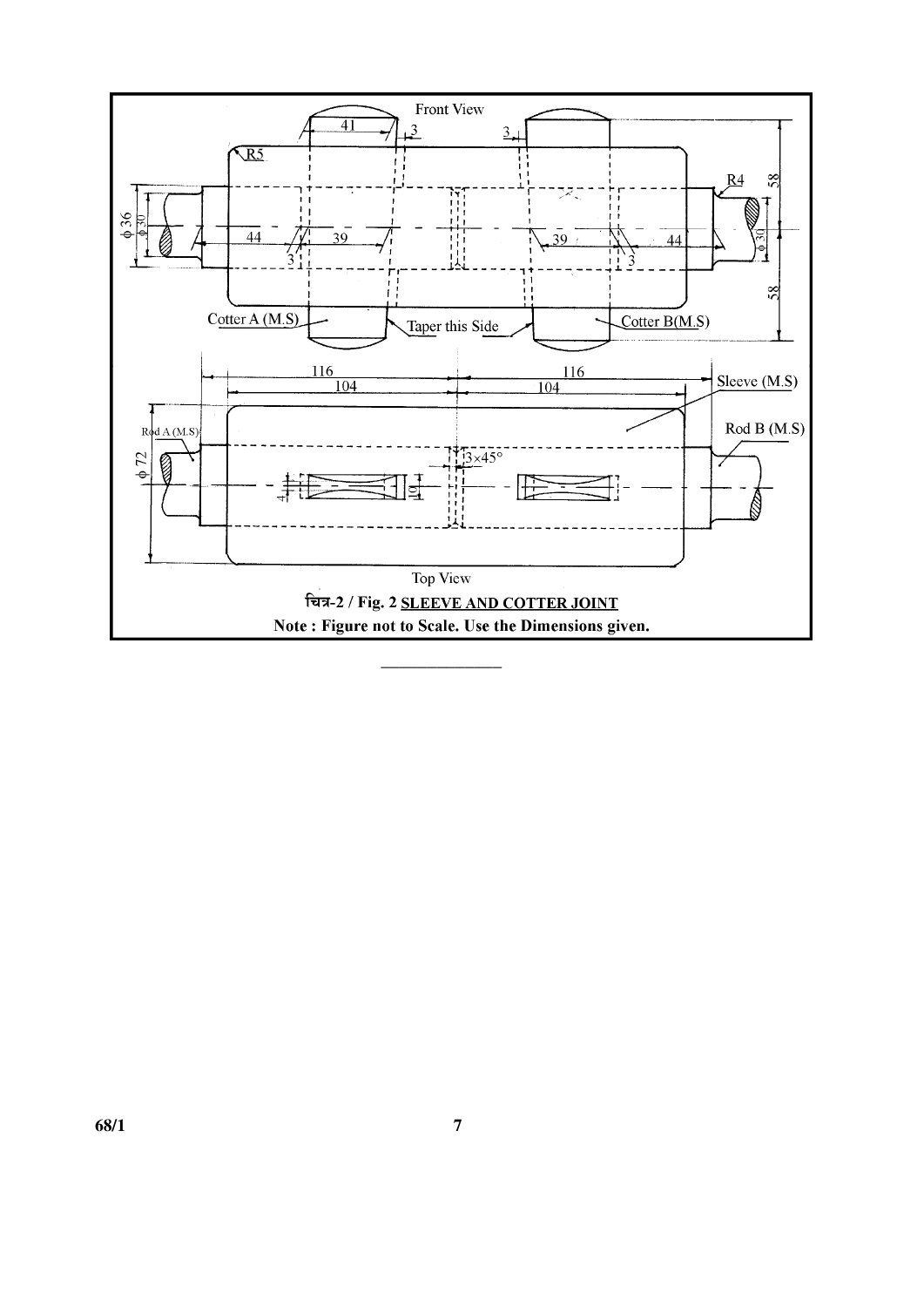Front View

41

3

3

R5

R4

58

58

ϕ 36

ϕ 30

ϕ 30

44

39

39

44

3

3

Cotter A (M.S)

Taper this Side

Cotter B(M.S)

116

116

104

104

Sleeve (M.S)

Rod A (M.S)

Rod B (M.S)

ϕ 72

3×45°

4

10

Top View

चित्र-2 / Fig. 2 SLEEVE AND COTTER JOINT

**Note : Figure not to Scale. Use the Dimensions given.**